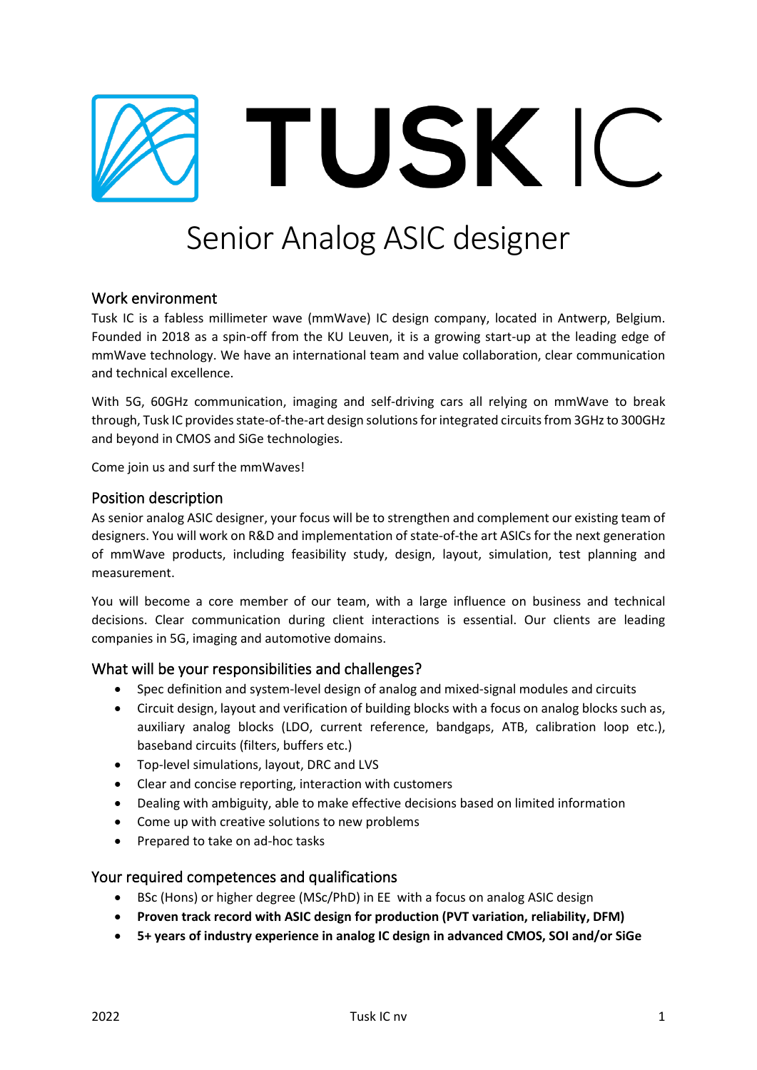# TUSK IC

# Senior Analog ASIC designer

## Work environment

Tusk IC is a fabless millimeter wave (mmWave) IC design company, located in Antwerp, Belgium. Founded in 2018 as a spin-off from the KU Leuven, it is a growing start-up at the leading edge of mmWave technology. We have an international team and value collaboration, clear communication and technical excellence.

With 5G, 60GHz communication, imaging and self-driving cars all relying on mmWave to break through, Tusk IC provides state-of-the-art design solutions for integrated circuits from 3GHz to 300GHz and beyond in CMOS and SiGe technologies.

Come join us and surf the mmWaves!

## Position description

As senior analog ASIC designer, your focus will be to strengthen and complement our existing team of designers. You will work on R&D and implementation of state-of-the art ASICs for the next generation of mmWave products, including feasibility study, design, layout, simulation, test planning and measurement.

You will become a core member of our team, with a large influence on business and technical decisions. Clear communication during client interactions is essential. Our clients are leading companies in 5G, imaging and automotive domains.

## What will be your responsibilities and challenges?

- Spec definition and system-level design of analog and mixed-signal modules and circuits
- Circuit design, layout and verification of building blocks with a focus on analog blocks such as, auxiliary analog blocks (LDO, current reference, bandgaps, ATB, calibration loop etc.), baseband circuits (filters, buffers etc.)
- Top-level simulations, layout, DRC and LVS
- Clear and concise reporting, interaction with customers
- Dealing with ambiguity, able to make effective decisions based on limited information
- Come up with creative solutions to new problems
- Prepared to take on ad-hoc tasks

## Your required competences and qualifications

- BSc (Hons) or higher degree (MSc/PhD) in EE with a focus on analog ASIC design
- **Proven track record with ASIC design for production (PVT variation, reliability, DFM)**
- **5+ years of industry experience in analog IC design in advanced CMOS, SOI and/or SiGe**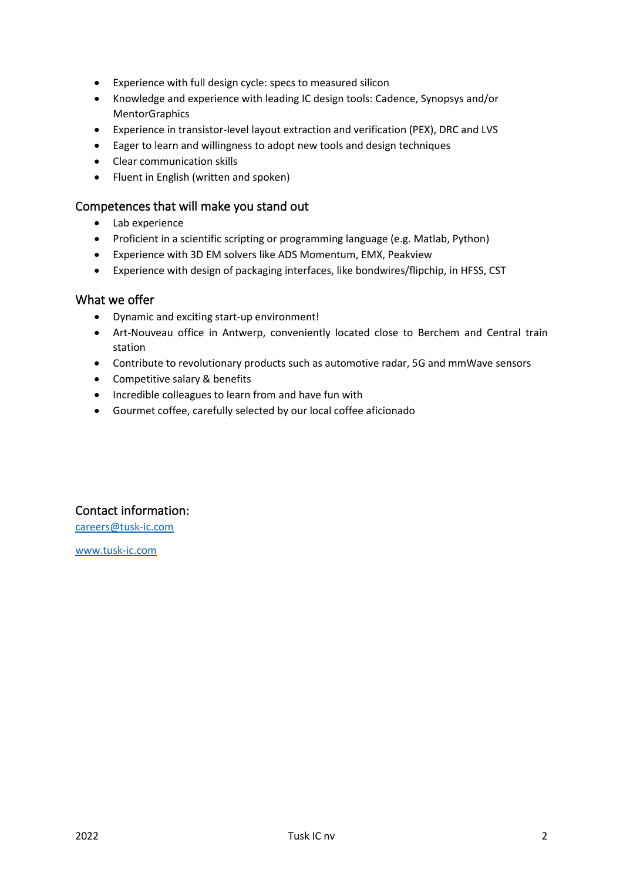- Experience with full design cycle: specs to measured silicon
- Knowledge and experience with leading IC design tools: Cadence, Synopsys and/or MentorGraphics
- Experience in transistor-level layout extraction and verification (PEX), DRC and LVS
- Eager to learn and willingness to adopt new tools and design techniques
- Clear communication skills
- Fluent in English (written and spoken)

## Competences that will make you stand out

- Lab experience
- Proficient in a scientific scripting or programming language (e.g. Matlab, Python)
- Experience with 3D EM solvers like ADS Momentum, EMX, Peakview
- Experience with design of packaging interfaces, like bondwires/flipchip, in HFSS, CST

## What we offer

- Dynamic and exciting start-up environment!
- Art-Nouveau office in Antwerp, conveniently located close to Berchem and Central train station
- Contribute to revolutionary products such as automotive radar, 5G and mmWave sensors
- Competitive salary & benefits
- Incredible colleagues to learn from and have fun with
- Gourmet coffee, carefully selected by our local coffee aficionado

## Contact information:

[careers@tusk-ic.com](mailto:careers@tusk-ic.com)

[www.tusk-ic.com](http://www.tusk-ic.com)